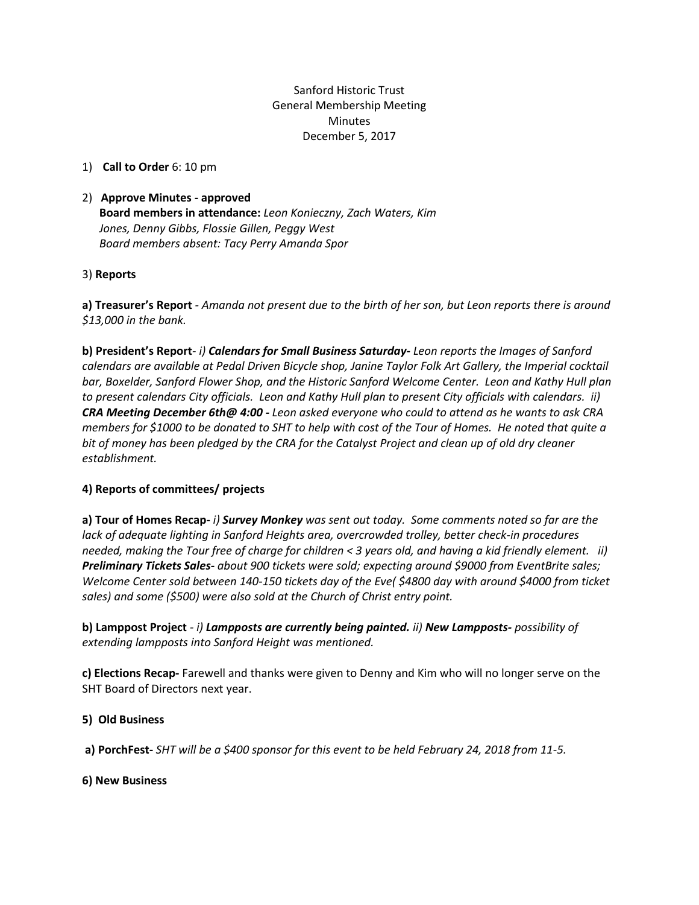Sanford Historic Trust
General Membership Meeting
Minutes
December 5, 2017

1) **Call to Order** 6: 10 pm

2) **Approve Minutes - approved**
   **Board members in attendance:** *Leon Konieczny, Zach Waters, Kim Jones, Denny Gibbs, Flossie Gillen, Peggy West*
   *Board members absent: Tacy Perry Amanda Spor*

3) **Reports**

**a) Treasurer's Report** - *Amanda not present due to the birth of her son, but Leon reports there is around $13,000 in the bank.*

**b) President's Report**- *i)* ***Calendars for Small Business Saturday-*** *Leon reports the Images of Sanford calendars are available at Pedal Driven Bicycle shop, Janine Taylor Folk Art Gallery, the Imperial cocktail bar, Boxelder, Sanford Flower Shop, and the Historic Sanford Welcome Center. Leon and Kathy Hull plan to present calendars City officials. Leon and Kathy Hull plan to present City officials with calendars. ii)* ***CRA Meeting December 6th@ 4:00 -*** *Leon asked everyone who could to attend as he wants to ask CRA members for $1000 to be donated to SHT to help with cost of the Tour of Homes. He noted that quite a bit of money has been pledged by the CRA for the Catalyst Project and clean up of old dry cleaner establishment.*

**4) Reports of committees/ projects**

**a) Tour of Homes Recap-** *i)* ***Survey Monkey*** *was sent out today. Some comments noted so far are the lack of adequate lighting in Sanford Heights area, overcrowded trolley, better check-in procedures needed, making the Tour free of charge for children < 3 years old, and having a kid friendly element. ii)* ***Preliminary Tickets Sales-*** *about 900 tickets were sold; expecting around $9000 from EventBrite sales; Welcome Center sold between 140-150 tickets day of the Eve( $4800 day with around $4000 from ticket sales) and some ($500) were also sold at the Church of Christ entry point.*

**b) Lamppost Project** - *i)* ***Lampposts are currently being painted.*** *ii)* ***New Lampposts-*** *possibility of extending lampposts into Sanford Height was mentioned.*

**c) Elections Recap-** Farewell and thanks were given to Denny and Kim who will no longer serve on the SHT Board of Directors next year.

**5) Old Business**

**a) PorchFest-** *SHT will be a $400 sponsor for this event to be held February 24, 2018 from 11-5.*

**6) New Business**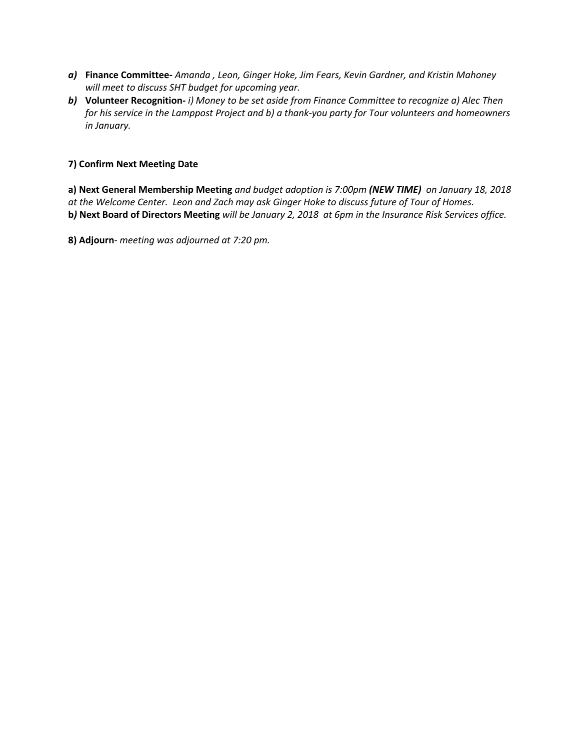*a)* **Finance Committee-** *Amanda , Leon, Ginger Hoke, Jim Fears, Kevin Gardner, and Kristin Mahoney will meet to discuss SHT budget for upcoming year.*

*b)* **Volunteer Recognition-** *i) Money to be set aside from Finance Committee to recognize a) Alec Then for his service in the Lamppost Project and b) a thank-you party for Tour volunteers and homeowners in January.*

**7) Confirm Next Meeting Date**

**a) Next General Membership Meeting** *and budget adoption is 7:00pm* ***(NEW TIME)*** *on January 18, 2018 at the Welcome Center. Leon and Zach may ask Ginger Hoke to discuss future of Tour of Homes.*
**b***)* **Next Board of Directors Meeting** *will be January 2, 2018 at 6pm in the Insurance Risk Services office.*

**8) Adjourn**- *meeting was adjourned at 7:20 pm.*